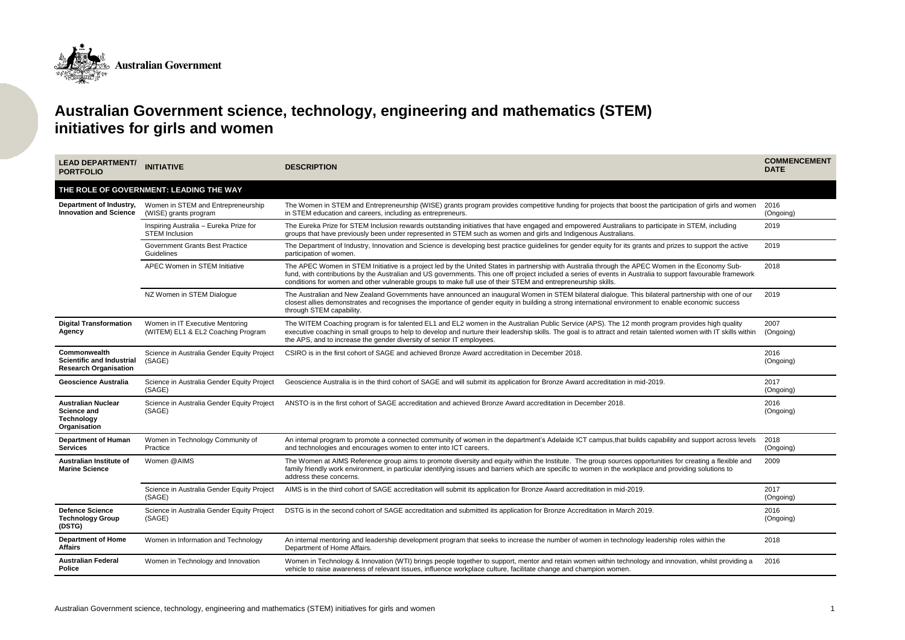# Australian Government science, technology, engineering and mathematics (STEM) initiatives for girls and women

| LEAD DEPARTMENT/ PORTFOLIO | INITIATIVE | DESCRIPTION | COMMENCEMENT DATE |
|---|---|---|---|
| **THE ROLE OF GOVERNMENT: LEADING THE WAY** | | | |
| **Department of Industry, Innovation and Science** | Women in STEM and Entrepreneurship (WISE) grants program | The Women in STEM and Entrepreneurship (WISE) grants program provides competitive funding for projects that boost the participation of girls and women in STEM education and careers, including as entrepreneurs. | 2016 (Ongoing) |
| | Inspiring Australia – Eureka Prize for STEM Inclusion | The Eureka Prize for STEM Inclusion rewards outstanding initiatives that have engaged and empowered Australians to participate in STEM, including groups that have previously been under represented in STEM such as women and girls and Indigenous Australians. | 2019 |
| | Government Grants Best Practice Guidelines | The Department of Industry, Innovation and Science is developing best practice guidelines for gender equity for its grants and prizes to support the active participation of women. | 2019 |
| | APEC Women in STEM Initiative | The APEC Women in STEM Initiative is a project led by the United States in partnership with Australia through the APEC Women in the Economy Sub-fund, with contributions by the Australian and US governments. This one off project included a series of events in Australia to support favourable framework conditions for women and other vulnerable groups to make full use of their STEM and entrepreneurship skills. | 2018 |
| | NZ Women in STEM Dialogue | The Australian and New Zealand Governments have announced an inaugural Women in STEM bilateral dialogue. This bilateral partnership with one of our closest allies demonstrates and recognises the importance of gender equity in building a strong international environment to enable economic success through STEM capability. | 2019 |
| **Digital Transformation Agency** | Women in IT Executive Mentoring (WITEM) EL1 & EL2 Coaching Program | The WITEM Coaching program is for talented EL1 and EL2 women in the Australian Public Service (APS). The 12 month program provides high quality executive coaching in small groups to help to develop and nurture their leadership skills. The goal is to attract and retain talented women with IT skills within the APS, and to increase the gender diversity of senior IT employees. | 2007 (Ongoing) |
| **Commonwealth Scientific and Industrial Research Organisation** | Science in Australia Gender Equity Project (SAGE) | CSIRO is in the first cohort of SAGE and achieved Bronze Award accreditation in December 2018. | 2016 (Ongoing) |
| **Geoscience Australia** | Science in Australia Gender Equity Project (SAGE) | Geoscience Australia is in the third cohort of SAGE and will submit its application for Bronze Award accreditation in mid-2019. | 2017 (Ongoing) |
| **Australian Nuclear Science and Technology Organisation** | Science in Australia Gender Equity Project (SAGE) | ANSTO is in the first cohort of SAGE accreditation and achieved Bronze Award accreditation in December 2018. | 2016 (Ongoing) |
| **Department of Human Services** | Women in Technology Community of Practice | An internal program to promote a connected community of women in the department's Adelaide ICT campus,that builds capability and support across levels and technologies and encourages women to enter into ICT careers. | 2018 (Ongoing) |
| **Australian Institute of Marine Science** | Women @AIMS | The Women at AIMS Reference group aims to promote diversity and equity within the Institute. The group sources opportunities for creating a flexible and family friendly work environment, in particular identifying issues and barriers which are specific to women in the workplace and providing solutions to address these concerns. | 2009 |
| | Science in Australia Gender Equity Project (SAGE) | AIMS is in the third cohort of SAGE accreditation will submit its application for Bronze Award accreditation in mid-2019. | 2017 (Ongoing) |
| **Defence Science Technology Group (DSTG)** | Science in Australia Gender Equity Project (SAGE) | DSTG is in the second cohort of SAGE accreditation and submitted its application for Bronze Accreditation in March 2019. | 2016 (Ongoing) |
| **Department of Home Affairs** | Women in Information and Technology | An internal mentoring and leadership development program that seeks to increase the number of women in technology leadership roles within the Department of Home Affairs. | 2018 |
| **Australian Federal Police** | Women in Technology and Innovation | Women in Technology & Innovation (WTI) brings people together to support, mentor and retain women within technology and innovation, whilst providing a vehicle to raise awareness of relevant issues, influence workplace culture, facilitate change and champion women. | 2016 |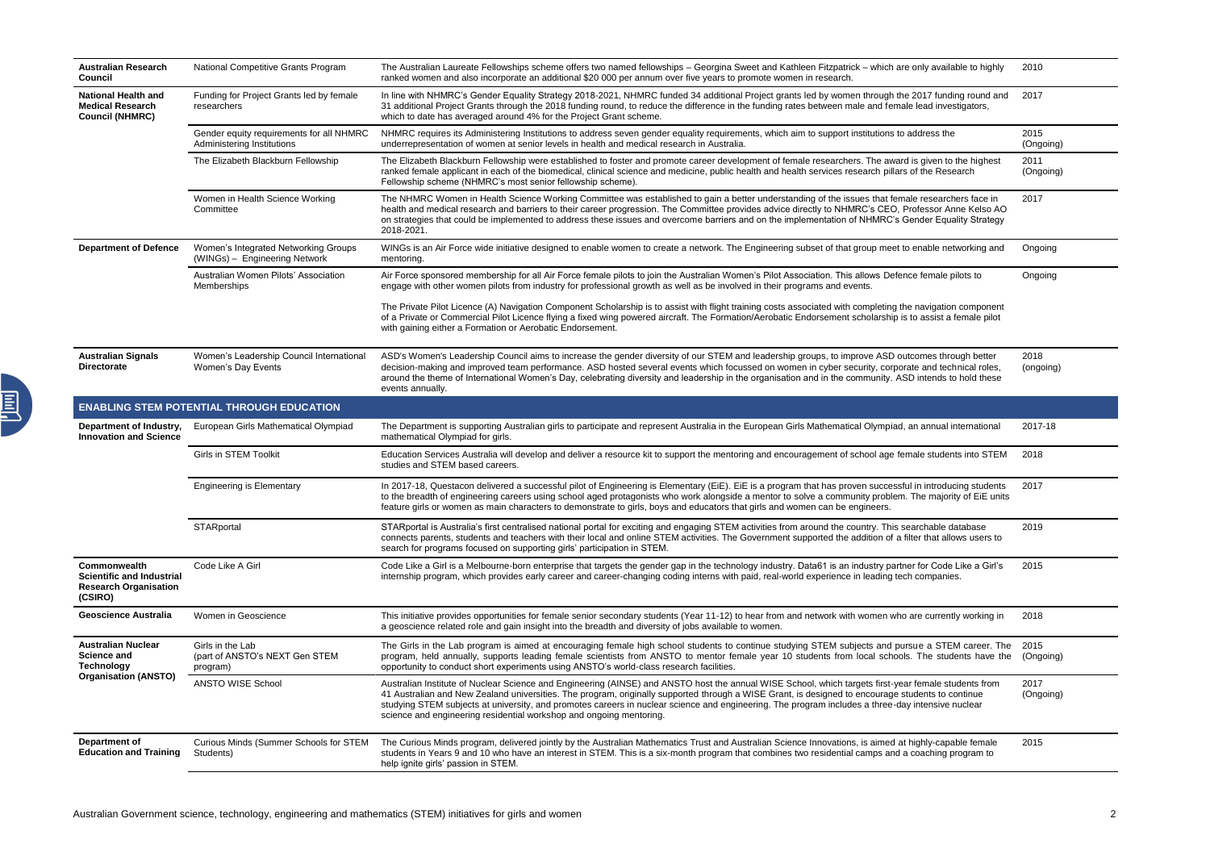| | | | |
|---|---|---|---|
| **Australian Research Council** | National Competitive Grants Program | The Australian Laureate Fellowships scheme offers two named fellowships – Georgina Sweet and Kathleen Fitzpatrick – which are only available to highly ranked women and also incorporate an additional $20 000 per annum over five years to promote women in research. | 2010 |
| **National Health and Medical Research Council (NHMRC)** | Funding for Project Grants led by female researchers | In line with NHMRC's Gender Equality Strategy 2018-2021, NHMRC funded 34 additional Project grants led by women through the 2017 funding round and 31 additional Project Grants through the 2018 funding round, to reduce the difference in the funding rates between male and female lead investigators, which to date has averaged around 4% for the Project Grant scheme. | 2017 |
| | Gender equity requirements for all NHMRC Administering Institutions | NHMRC requires its Administering Institutions to address seven gender equality requirements, which aim to support institutions to address the underrepresentation of women at senior levels in health and medical research in Australia. | 2015 (Ongoing) |
| | The Elizabeth Blackburn Fellowship | The Elizabeth Blackburn Fellowship were established to foster and promote career development of female researchers. The award is given to the highest ranked female applicant in each of the biomedical, clinical science and medicine, public health and health services research pillars of the Research Fellowship scheme (NHMRC's most senior fellowship scheme). | 2011 (Ongoing) |
| | Women in Health Science Working Committee | The NHMRC Women in Health Science Working Committee was established to gain a better understanding of the issues that female researchers face in health and medical research and barriers to their career progression. The Committee provides advice directly to NHMRC's CEO, Professor Anne Kelso AO on strategies that could be implemented to address these issues and overcome barriers and on the implementation of NHMRC's Gender Equality Strategy 2018-2021. | 2017 |
| **Department of Defence** | Women's Integrated Networking Groups (WINGs) – Engineering Network | WINGs is an Air Force wide initiative designed to enable women to create a network. The Engineering subset of that group meet to enable networking and mentoring. | Ongoing |
| | Australian Women Pilots' Association Memberships | Air Force sponsored membership for all Air Force female pilots to join the Australian Women's Pilot Association. This allows Defence female pilots to engage with other women pilots from industry for professional growth as well as be involved in their programs and events.<br><br>The Private Pilot Licence (A) Navigation Component Scholarship is to assist with flight training costs associated with completing the navigation component of a Private or Commercial Pilot Licence flying a fixed wing powered aircraft. The Formation/Aerobatic Endorsement scholarship is to assist a female pilot with gaining either a Formation or Aerobatic Endorsement. | Ongoing |
| **Australian Signals Directorate** | Women's Leadership Council International Women's Day Events | ASD's Women's Leadership Council aims to increase the gender diversity of our STEM and leadership groups, to improve ASD outcomes through better decision-making and improved team performance. ASD hosted several events which focussed on women in cyber security, corporate and technical roles, around the theme of International Women's Day, celebrating diversity and leadership in the organisation and in the community. ASD intends to hold these events annually. | 2018 (ongoing) |
| **ENABLING STEM POTENTIAL THROUGH EDUCATION** | | | |
| **Department of Industry, Innovation and Science** | European Girls Mathematical Olympiad | The Department is supporting Australian girls to participate and represent Australia in the European Girls Mathematical Olympiad, an annual international mathematical Olympiad for girls. | 2017-18 |
| | Girls in STEM Toolkit | Education Services Australia will develop and deliver a resource kit to support the mentoring and encouragement of school age female students into STEM studies and STEM based careers. | 2018 |
| | Engineering is Elementary | In 2017-18, Questacon delivered a successful pilot of Engineering is Elementary (EiE). EiE is a program that has proven successful in introducing students to the breadth of engineering careers using school aged protagonists who work alongside a mentor to solve a community problem. The majority of EiE units feature girls or women as main characters to demonstrate to girls, boys and educators that girls and women can be engineers. | 2017 |
| | STARportal | STARportal is Australia's first centralised national portal for exciting and engaging STEM activities from around the country. This searchable database connects parents, students and teachers with their local and online STEM activities. The Government supported the addition of a filter that allows users to search for programs focused on supporting girls' participation in STEM. | 2019 |
| **Commonwealth Scientific and Industrial Research Organisation (CSIRO)** | Code Like A Girl | Code Like a Girl is a Melbourne-born enterprise that targets the gender gap in the technology industry. Data61 is an industry partner for Code Like a Girl's internship program, which provides early career and career-changing coding interns with paid, real-world experience in leading tech companies. | 2015 |
| **Geoscience Australia** | Women in Geoscience | This initiative provides opportunities for female senior secondary students (Year 11-12) to hear from and network with women who are currently working in a geoscience related role and gain insight into the breadth and diversity of jobs available to women. | 2018 |
| **Australian Nuclear Science and Technology Organisation (ANSTO)** | Girls in the Lab (part of ANSTO's NEXT Gen STEM program) | The Girls in the Lab program is aimed at encouraging female high school students to continue studying STEM subjects and pursue a STEM career. The program, held annually, supports leading female scientists from ANSTO to mentor female year 10 students from local schools. The students have the opportunity to conduct short experiments using ANSTO's world-class research facilities. | 2015 (Ongoing) |
| | ANSTO WISE School | Australian Institute of Nuclear Science and Engineering (AINSE) and ANSTO host the annual WISE School, which targets first-year female students from 41 Australian and New Zealand universities. The program, originally supported through a WISE Grant, is designed to encourage students to continue studying STEM subjects at university, and promotes careers in nuclear science and engineering. The program includes a three-day intensive nuclear science and engineering residential workshop and ongoing mentoring. | 2017 (Ongoing) |
| **Department of Education and Training** | Curious Minds (Summer Schools for STEM Students) | The Curious Minds program, delivered jointly by the Australian Mathematics Trust and Australian Science Innovations, is aimed at highly-capable female students in Years 9 and 10 who have an interest in STEM. This is a six-month program that combines two residential camps and a coaching program to help ignite girls' passion in STEM. | 2015 |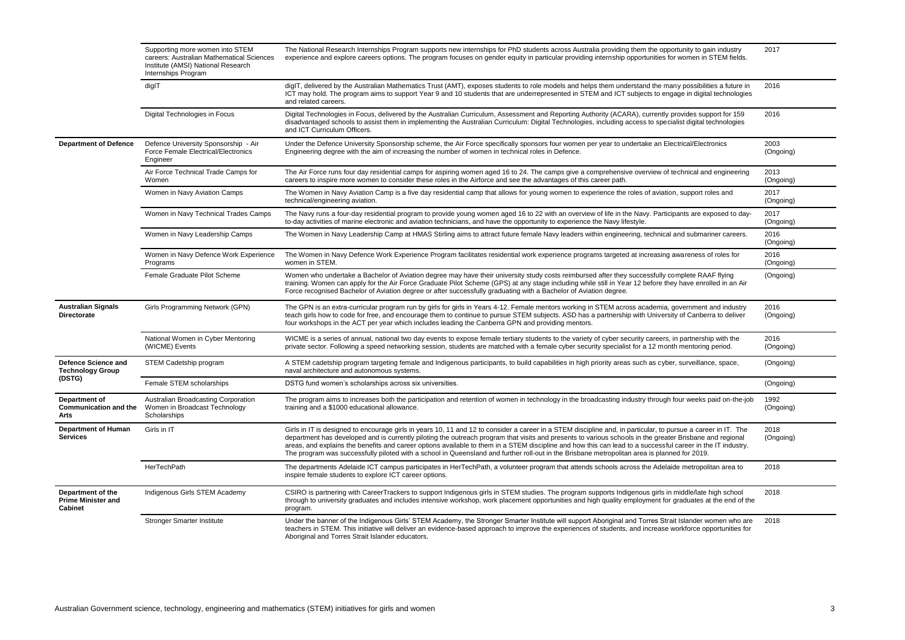| | | | |
|---|---|---|---|
| | Supporting more women into STEM careers: Australian Mathematical Sciences Institute (AMSI) National Research Internships Program | The National Research Internships Program supports new internships for PhD students across Australia providing them the opportunity to gain industry experience and explore careers options. The program focuses on gender equity in particular providing internship opportunities for women in STEM fields. | 2017 |
| | digIT | digIT, delivered by the Australian Mathematics Trust (AMT), exposes students to role models and helps them understand the many possibilities a future in ICT may hold. The program aims to support Year 9 and 10 students that are underrepresented in STEM and ICT subjects to engage in digital technologies and related careers. | 2016 |
| | Digital Technologies in Focus | Digital Technologies in Focus, delivered by the Australian Curriculum, Assessment and Reporting Authority (ACARA), currently provides support for 159 disadvantaged schools to assist them in implementing the Australian Curriculum: Digital Technologies, including access to specialist digital technologies and ICT Curriculum Officers. | 2016 |
| **Department of Defence** | Defence University Sponsorship - Air Force Female Electrical/Electronics Engineer | Under the Defence University Sponsorship scheme, the Air Force specifically sponsors four women per year to undertake an Electrical/Electronics Engineering degree with the aim of increasing the number of women in technical roles in Defence. | 2003 (Ongoing) |
| | Air Force Technical Trade Camps for Women | The Air Force runs four day residential camps for aspiring women aged 16 to 24. The camps give a comprehensive overview of technical and engineering careers to inspire more women to consider these roles in the Airforce and see the advantages of this career path. | 2013 (Ongoing) |
| | Women in Navy Aviation Camps | The Women in Navy Aviation Camp is a five day residential camp that allows for young women to experience the roles of aviation, support roles and technical/engineering aviation. | 2017 (Ongoing) |
| | Women in Navy Technical Trades Camps | The Navy runs a four-day residential program to provide young women aged 16 to 22 with an overview of life in the Navy. Participants are exposed to day-to-day activities of marine electronic and aviation technicians, and have the opportunity to experience the Navy lifestyle. | 2017 (Ongoing) |
| | Women in Navy Leadership Camps | The Women in Navy Leadership Camp at HMAS Stirling aims to attract future female Navy leaders within engineering, technical and submariner careers. | 2016 (Ongoing) |
| | Women in Navy Defence Work Experience Programs | The Women in Navy Defence Work Experience Program facilitates residential work experience programs targeted at increasing awareness of roles for women in STEM. | 2016 (Ongoing) |
| | Female Graduate Pilot Scheme | Women who undertake a Bachelor of Aviation degree may have their university study costs reimbursed after they successfully complete RAAF flying training. Women can apply for the Air Force Graduate Pilot Scheme (GPS) at any stage including while still in Year 12 before they have enrolled in an Air Force recognised Bachelor of Aviation degree or after successfully graduating with a Bachelor of Aviation degree. | (Ongoing) |
| **Australian Signals Directorate** | Girls Programming Network (GPN) | The GPN is an extra-curricular program run by girls for girls in Years 4-12. Female mentors working in STEM across academia, government and industry teach girls how to code for free, and encourage them to continue to pursue STEM subjects. ASD has a partnership with University of Canberra to deliver four workshops in the ACT per year which includes leading the Canberra GPN and providing mentors. | 2016 (Ongoing) |
| | National Women in Cyber Mentoring (WICME) Events | WICME is a series of annual, national two day events to expose female tertiary students to the variety of cyber security careers, in partnership with the private sector. Following a speed networking session, students are matched with a female cyber security specialist for a 12 month mentoring period. | 2016 (Ongoing) |
| **Defence Science and Technology Group (DSTG)** | STEM Cadetship program | A STEM cadetship program targeting female and Indigenous participants, to build capabilities in high priority areas such as cyber, surveillance, space, naval architecture and autonomous systems. | (Ongoing) |
| | Female STEM scholarships | DSTG fund women's scholarships across six universities. | (Ongoing) |
| **Department of Communication and the Arts** | Australian Broadcasting Corporation Women in Broadcast Technology Scholarships | The program aims to increases both the participation and retention of women in technology in the broadcasting industry through four weeks paid on-the-job training and a $1000 educational allowance. | 1992 (Ongoing) |
| **Department of Human Services** | Girls in IT | Girls in IT is designed to encourage girls in years 10, 11 and 12 to consider a career in a STEM discipline and, in particular, to pursue a career in IT. The department has developed and is currently piloting the outreach program that visits and presents to various schools in the greater Brisbane and regional areas, and explains the benefits and career options available to them in a STEM discipline and how this can lead to a successful career in the IT industry. The program was successfully piloted with a school in Queensland and further roll-out in the Brisbane metropolitan area is planned for 2019. | 2018 (Ongoing) |
| | HerTechPath | The departments Adelaide ICT campus participates in HerTechPath, a volunteer program that attends schools across the Adelaide metropolitan area to inspire female students to explore ICT career options. | 2018 |
| **Department of the Prime Minister and Cabinet** | Indigenous Girls STEM Academy | CSIRO is partnering with CareerTrackers to support Indigenous girls in STEM studies. The program supports Indigenous girls in middle/late high school through to university graduates and includes intensive workshop, work placement opportunities and high quality employment for graduates at the end of the program. | 2018 |
| | Stronger Smarter Institute | Under the banner of the Indigenous Girls' STEM Academy, the Stronger Smarter Institute will support Aboriginal and Torres Strait Islander women who are teachers in STEM. This initiative will deliver an evidence-based approach to improve the experiences of students, and increase workforce opportunities for Aboriginal and Torres Strait Islander educators. | 2018 |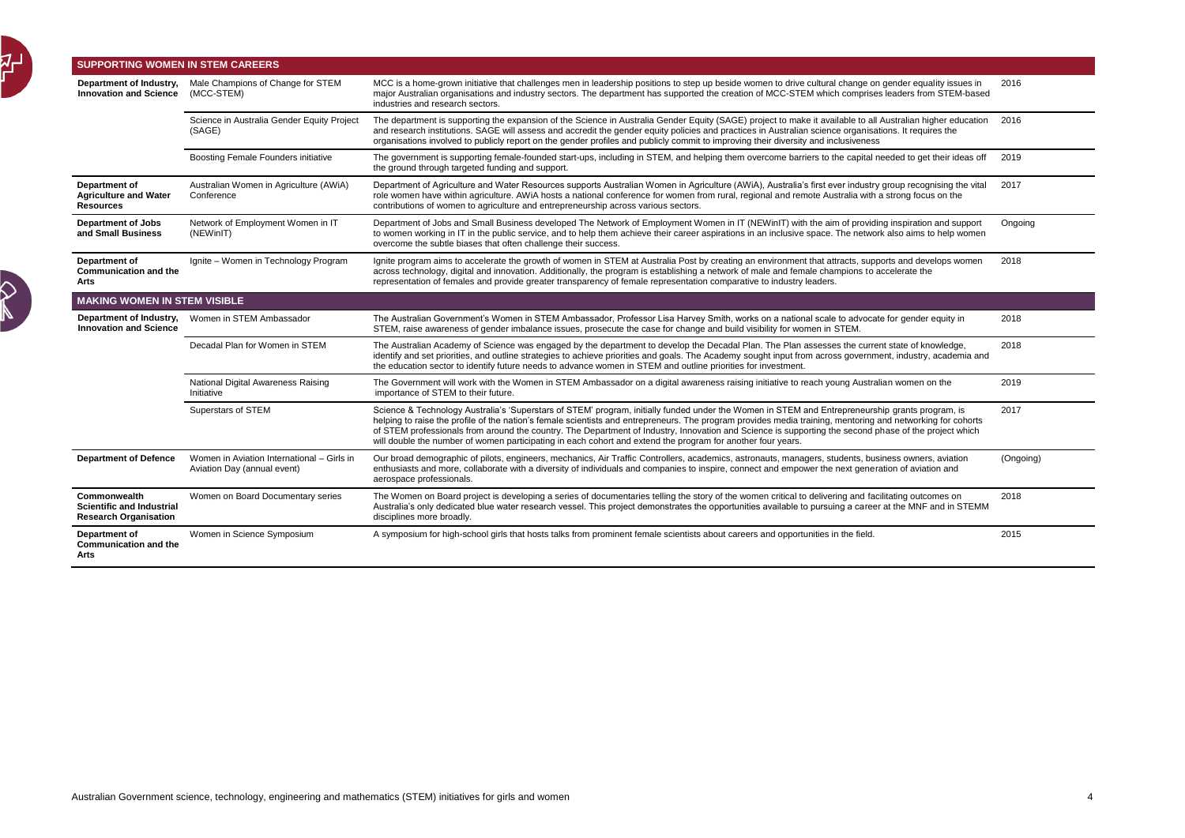| | | | |
|---|---|---|---|
| **SUPPORTING WOMEN IN STEM CAREERS** | | | |
| **Department of Industry, Innovation and Science** | Male Champions of Change for STEM (MCC-STEM) | MCC is a home-grown initiative that challenges men in leadership positions to step up beside women to drive cultural change on gender equality issues in major Australian organisations and industry sectors. The department has supported the creation of MCC-STEM which comprises leaders from STEM-based industries and research sectors. | 2016 |
| | Science in Australia Gender Equity Project (SAGE) | The department is supporting the expansion of the Science in Australia Gender Equity (SAGE) project to make it available to all Australian higher education and research institutions. SAGE will assess and accredit the gender equity policies and practices in Australian science organisations. It requires the organisations involved to publicly report on the gender profiles and publicly commit to improving their diversity and inclusiveness | 2016 |
| | Boosting Female Founders initiative | The government is supporting female-founded start-ups, including in STEM, and helping them overcome barriers to the capital needed to get their ideas off the ground through targeted funding and support. | 2019 |
| **Department of Agriculture and Water Resources** | Australian Women in Agriculture (AWiA) Conference | Department of Agriculture and Water Resources supports Australian Women in Agriculture (AWiA), Australia's first ever industry group recognising the vital role women have within agriculture. AWiA hosts a national conference for women from rural, regional and remote Australia with a strong focus on the contributions of women to agriculture and entrepreneurship across various sectors. | 2017 |
| **Department of Jobs and Small Business** | Network of Employment Women in IT (NEWinIT) | Department of Jobs and Small Business developed The Network of Employment Women in IT (NEWinIT) with the aim of providing inspiration and support to women working in IT in the public service, and to help them achieve their career aspirations in an inclusive space. The network also aims to help women overcome the subtle biases that often challenge their success. | Ongoing |
| **Department of Communication and the Arts** | Ignite – Women in Technology Program | Ignite program aims to accelerate the growth of women in STEM at Australia Post by creating an environment that attracts, supports and develops women across technology, digital and innovation. Additionally, the program is establishing a network of male and female champions to accelerate the representation of females and provide greater transparency of female representation comparative to industry leaders. | 2018 |
| **MAKING WOMEN IN STEM VISIBLE** | | | |
| **Department of Industry, Innovation and Science** | Women in STEM Ambassador | The Australian Government's Women in STEM Ambassador, Professor Lisa Harvey Smith, works on a national scale to advocate for gender equity in STEM, raise awareness of gender imbalance issues, prosecute the case for change and build visibility for women in STEM. | 2018 |
| | Decadal Plan for Women in STEM | The Australian Academy of Science was engaged by the department to develop the Decadal Plan. The Plan assesses the current state of knowledge, identify and set priorities, and outline strategies to achieve priorities and goals. The Academy sought input from across government, industry, academia and the education sector to identify future needs to advance women in STEM and outline priorities for investment. | 2018 |
| | National Digital Awareness Raising Initiative | The Government will work with the Women in STEM Ambassador on a digital awareness raising initiative to reach young Australian women on the importance of STEM to their future. | 2019 |
| | Superstars of STEM | Science & Technology Australia's 'Superstars of STEM' program, initially funded under the Women in STEM and Entrepreneurship grants program, is helping to raise the profile of the nation's female scientists and entrepreneurs. The program provides media training, mentoring and networking for cohorts of STEM professionals from around the country. The Department of Industry, Innovation and Science is supporting the second phase of the project which will double the number of women participating in each cohort and extend the program for another four years. | 2017 |
| **Department of Defence** | Women in Aviation International – Girls in Aviation Day (annual event) | Our broad demographic of pilots, engineers, mechanics, Air Traffic Controllers, academics, astronauts, managers, students, business owners, aviation enthusiasts and more, collaborate with a diversity of individuals and companies to inspire, connect and empower the next generation of aviation and aerospace professionals. | (Ongoing) |
| **Commonwealth Scientific and Industrial Research Organisation** | Women on Board Documentary series | The Women on Board project is developing a series of documentaries telling the story of the women critical to delivering and facilitating outcomes on Australia's only dedicated blue water research vessel. This project demonstrates the opportunities available to pursuing a career at the MNF and in STEMM disciplines more broadly. | 2018 |
| **Department of Communication and the Arts** | Women in Science Symposium | A symposium for high-school girls that hosts talks from prominent female scientists about careers and opportunities in the field. | 2015 |